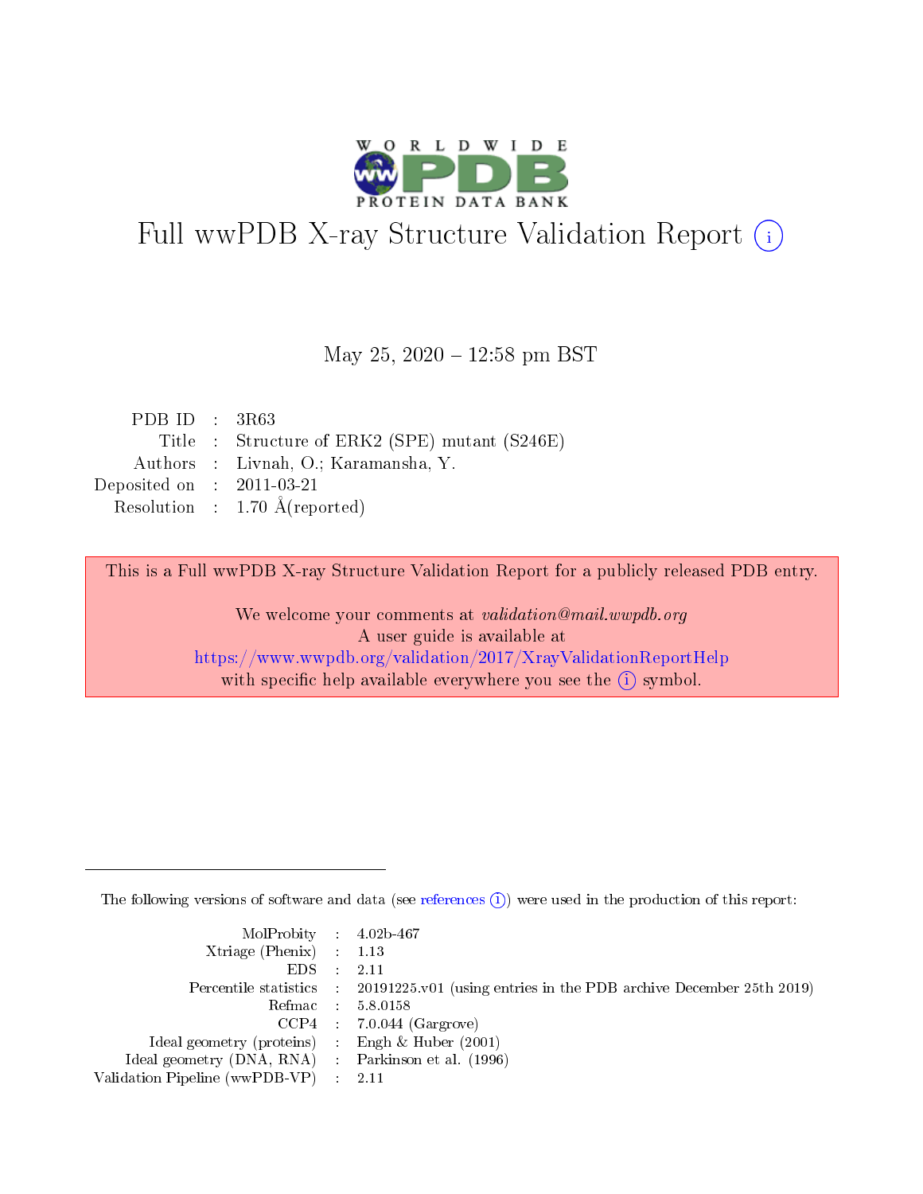# Full wwPDB X-ray Structure Validation Report (i)

May 25, 2020 – 12:58 pm BST

| | | |
|---|---|---|
| PDB ID | : | 3R63 |
| Title | : | Structure of ERK2 (SPE) mutant (S246E) |
| Authors | : | Livnah, O.; Karamansha, Y. |
| Deposited on | : | 2011-03-21 |
| Resolution | : | 1.70 Å(reported) |

This is a Full wwPDB X-ray Structure Validation Report for a publicly released PDB entry.

We welcome your comments at *validation@mail.wwpdb.org*
A user guide is available at
https://www.wwpdb.org/validation/2017/XrayValidationReportHelp
with specific help available everywhere you see the (i) symbol.

---

The following versions of software and data (see references (i)) were used in the production of this report:

| | | |
|---|---|---|
| MolProbity | : | 4.02b-467 |
| Xtriage (Phenix) | : | 1.13 |
| EDS | : | 2.11 |
| Percentile statistics | : | 20191225.v01 (using entries in the PDB archive December 25th 2019) |
| Refmac | : | 5.8.0158 |
| CCP4 | : | 7.0.044 (Gargrove) |
| Ideal geometry (proteins) | : | Engh & Huber (2001) |
| Ideal geometry (DNA, RNA) | : | Parkinson et al. (1996) |
| Validation Pipeline (wwPDB-VP) | : | 2.11 |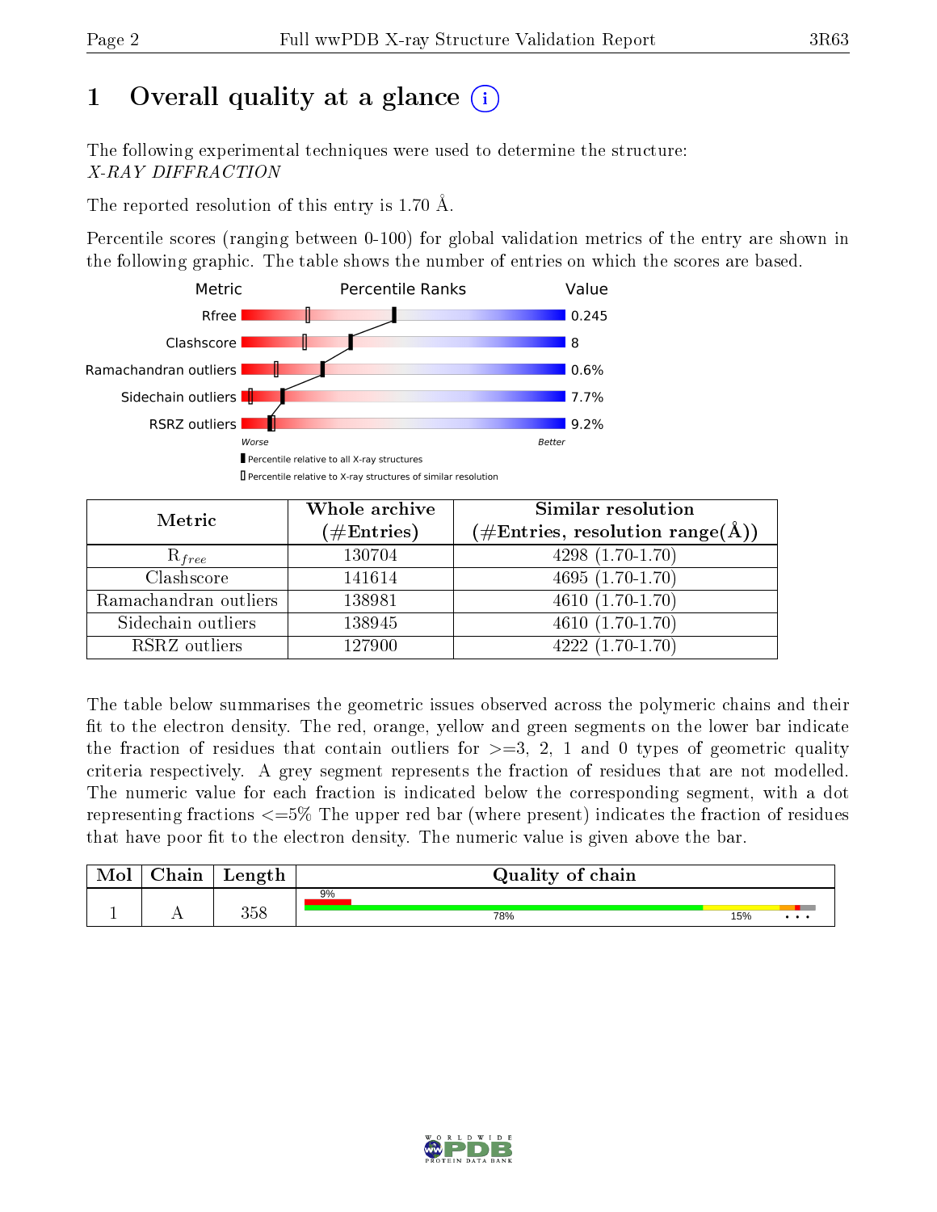# 1 Overall quality at a glance (i)

The following experimental techniques were used to determine the structure:
*X-RAY DIFFRACTION*

The reported resolution of this entry is 1.70 Å.

Percentile scores (ranging between 0-100) for global validation metrics of the entry are shown in the following graphic. The table shows the number of entries on which the scores are based.

| Metric | Value |
|---|---|
| Rfree | 0.245 |
| Clashscore | 8 |
| Ramachandran outliers | 0.6% |
| Sidechain outliers | 7.7% |
| RSRZ outliers | 9.2% |

Worse — Better

▮ Percentile relative to all X-ray structures
▯ Percentile relative to X-ray structures of similar resolution

| Metric | Whole archive (#Entries) | Similar resolution (#Entries, resolution range(Å)) |
|---|---|---|
| $R_{free}$ | 130704 | 4298 (1.70-1.70) |
| Clashscore | 141614 | 4695 (1.70-1.70) |
| Ramachandran outliers | 138981 | 4610 (1.70-1.70) |
| Sidechain outliers | 138945 | 4610 (1.70-1.70) |
| RSRZ outliers | 127900 | 4222 (1.70-1.70) |

The table below summarises the geometric issues observed across the polymeric chains and their fit to the electron density. The red, orange, yellow and green segments on the lower bar indicate the fraction of residues that contain outliers for >=3, 2, 1 and 0 types of geometric quality criteria respectively. A grey segment represents the fraction of residues that are not modelled. The numeric value for each fraction is indicated below the corresponding segment, with a dot representing fractions <=5% The upper red bar (where present) indicates the fraction of residues that have poor fit to the electron density. The numeric value is given above the bar.

| Mol | Chain | Length | Quality of chain |
|---|---|---|---|
| 1 | A | 358 | 9% (poor fit); 78%, 15%, •, •, • |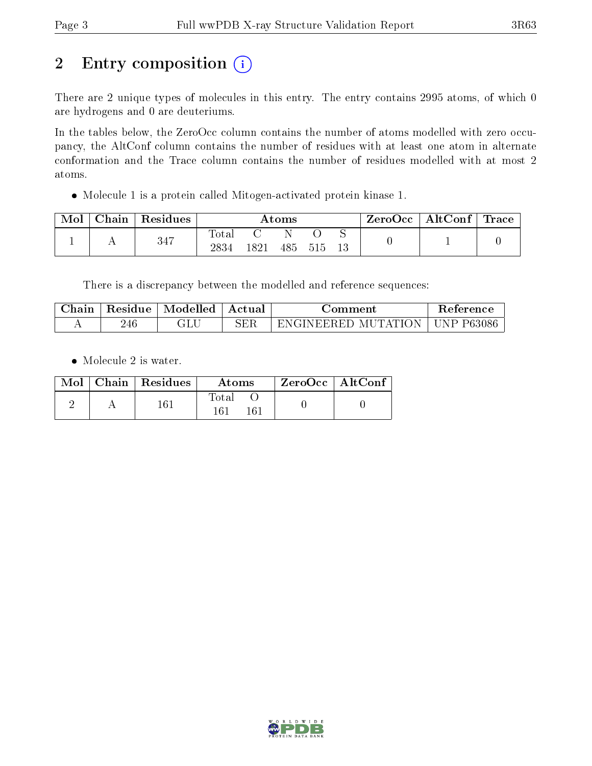# 2 Entry composition

There are 2 unique types of molecules in this entry. The entry contains 2995 atoms, of which 0 are hydrogens and 0 are deuteriums.

In the tables below, the ZeroOcc column contains the number of atoms modelled with zero occupancy, the AltConf column contains the number of residues with at least one atom in alternate conformation and the Trace column contains the number of residues modelled with at most 2 atoms.

- Molecule 1 is a protein called Mitogen-activated protein kinase 1.

| Mol | Chain | Residues | Atoms | | | | | ZeroOcc | AltConf | Trace |
|---|---|---|---|---|---|---|---|---|---|---|
| 1 | A | 347 | Total<br>2834 | C<br>1821 | N<br>485 | O<br>515 | S<br>13 | 0 | 1 | 0 |

There is a discrepancy between the modelled and reference sequences:

| Chain | Residue | Modelled | Actual | Comment | Reference |
|---|---|---|---|---|---|
| A | 246 | GLU | SER | ENGINEERED MUTATION | UNP P63086 |

- Molecule 2 is water.

| Mol | Chain | Residues | Atoms | | ZeroOcc | AltConf |
|---|---|---|---|---|---|---|
| 2 | A | 161 | Total<br>161 | O<br>161 | 0 | 0 |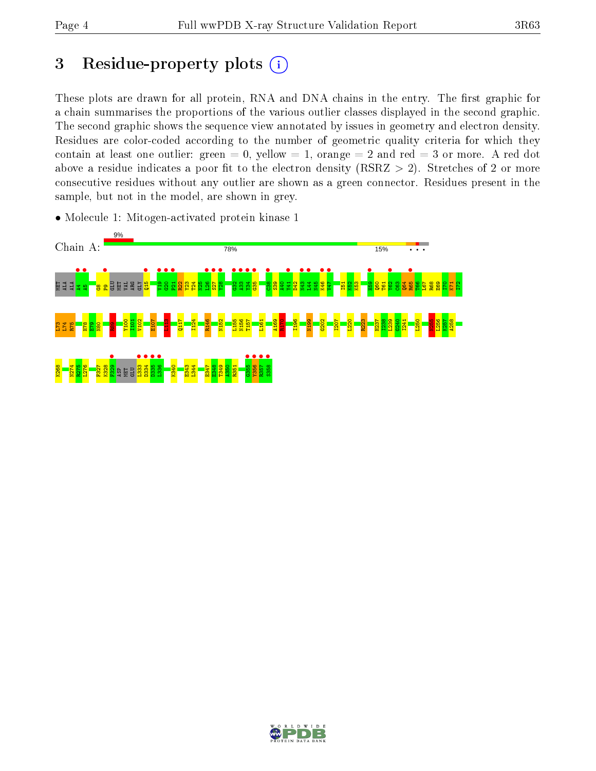# 3 Residue-property plots

These plots are drawn for all protein, RNA and DNA chains in the entry. The first graphic for a chain summarises the proportions of the various outlier classes displayed in the second graphic. The second graphic shows the sequence view annotated by issues in geometry and electron density. Residues are color-coded according to the number of geometric quality criteria for which they contain at least one outlier: green = 0, yellow = 1, orange = 2 and red = 3 or more. A red dot above a residue indicates a poor fit to the electron density (RSRZ > 2). Stretches of 2 or more consecutive residues without any outlier are shown as a green connector. Residues present in the sample, but not in the model, are shown in grey.

- Molecule 1: Mitogen-activated protein kinase 1

Chain A: 9% | 78% | 15%

MET ALA ALA A4 A5 G8 P9 GLU MET VAL ARG GLY Q15 V19 G20 P21 R22 Y23 T24 N25 L26 S27 Y28 G32 A33 Y34 G35 C38 S39 A40 Y41 D42 N43 L44 N45 K46 V47 I51 K52 K53 H59 Q60 T61 V62 C63 Q64 R65 T66 L67 R68 E69 I70 K71 I72 L73 L74 R75 H78 E79 N80 I84 Y100 I101 V102 E107 L113 Q117 I124 R146 N152 L155 N156 T157 L161 A169 R170 I196 N199 G202 I207 L220 R223 H237 I238 L239 G240 I241 L250 K255 L256 K257 A258 K268 N274 R275 L276 F327 K328 F329 ASP MET GLU L333 D334 D335 L336 K340 E343 L344 E347 E348 T349 A350 R351 G355 Y356 R357 S358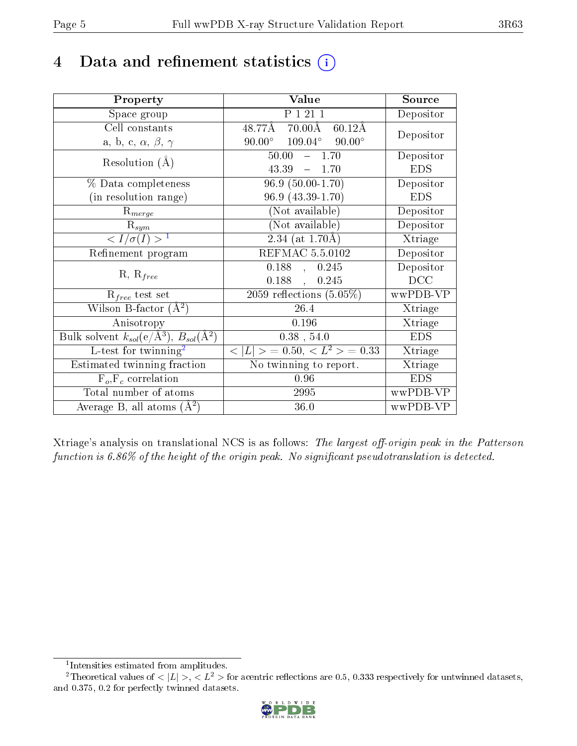# 4 Data and refinement statistics (i)

| Property | Value | Source |
|---|---|---|
| Space group | P 1 21 1 | Depositor |
| Cell constants<br>a, b, c, $\alpha$, $\beta$, $\gamma$ | 48.77Å 70.00Å 60.12Å<br>90.00° 109.04° 90.00° | Depositor |
| Resolution (Å) | 50.00 – 1.70<br>43.39 – 1.70 | Depositor<br>EDS |
| % Data completeness<br>(in resolution range) | 96.9 (50.00-1.70)<br>96.9 (43.39-1.70) | Depositor<br>EDS |
| $R_{merge}$ | (Not available) | Depositor |
| $R_{sym}$ | (Not available) | Depositor |
| $< I/\sigma(I) >$ [1] | 2.34 (at 1.70Å) | Xtriage |
| Refinement program | REFMAC 5.5.0102 | Depositor |
| R, $R_{free}$ | 0.188 , 0.245<br>0.188 , 0.245 | Depositor<br>DCC |
| $R_{free}$ test set | 2059 reflections (5.05%) | wwPDB-VP |
| Wilson B-factor (Å$^2$) | 26.4 | Xtriage |
| Anisotropy | 0.196 | Xtriage |
| Bulk solvent $k_{sol}$(e/Å$^3$), $B_{sol}$(Å$^2$) | 0.38 , 54.0 | EDS |
| L-test for twinning[2] | $< \|L\| >$ = 0.50, $< L^2 >$ = 0.33 | Xtriage |
| Estimated twinning fraction | No twinning to report. | Xtriage |
| $F_o$,$F_c$ correlation | 0.96 | EDS |
| Total number of atoms | 2995 | wwPDB-VP |
| Average B, all atoms (Å$^2$) | 36.0 | wwPDB-VP |

Xtriage's analysis on translational NCS is as follows: *The largest off-origin peak in the Patterson function is 6.86% of the height of the origin peak. No significant pseudotranslation is detected.*

[1] Intensities estimated from amplitudes.

[2] Theoretical values of $< |L| >$, $< L^2 >$ for acentric reflections are 0.5, 0.333 respectively for untwinned datasets, and 0.375, 0.2 for perfectly twinned datasets.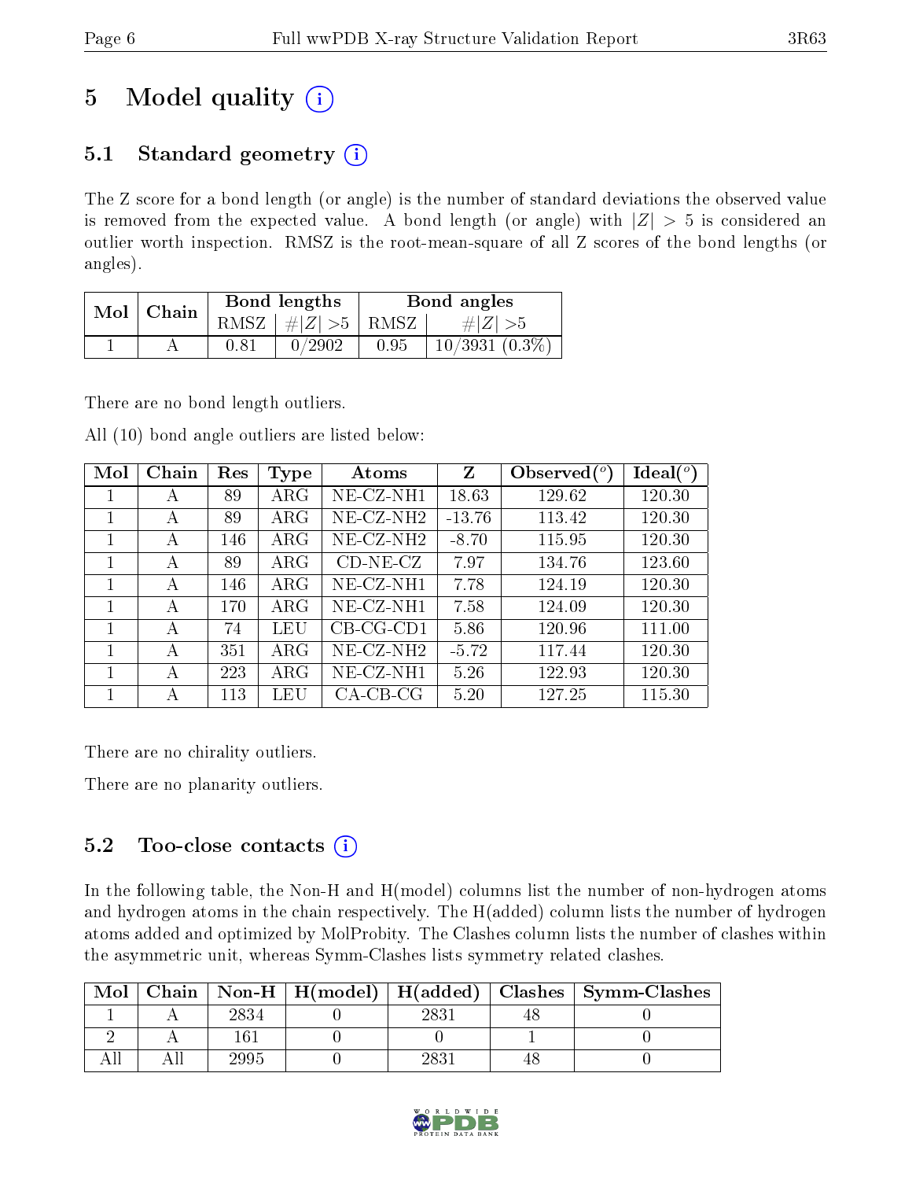# 5 Model quality

## 5.1 Standard geometry

The Z score for a bond length (or angle) is the number of standard deviations the observed value is removed from the expected value. A bond length (or angle) with $|Z| > 5$ is considered an outlier worth inspection. RMSZ is the root-mean-square of all Z scores of the bond lengths (or angles).

| Mol | Chain | Bond lengths | | Bond angles | |
|---|---|---|---|---|---|
| | | RMSZ | $\#\|Z\| > 5$ | RMSZ | $\#\|Z\| > 5$ |
| 1 | A | 0.81 | 0/2902 | 0.95 | 10/3931 (0.3%) |

There are no bond length outliers.

All (10) bond angle outliers are listed below:

| Mol | Chain | Res | Type | Atoms | Z | Observed($^o$) | Ideal($^o$) |
|---|---|---|---|---|---|---|---|
| 1 | A | 89 | ARG | NE-CZ-NH1 | 18.63 | 129.62 | 120.30 |
| 1 | A | 89 | ARG | NE-CZ-NH2 | -13.76 | 113.42 | 120.30 |
| 1 | A | 146 | ARG | NE-CZ-NH2 | -8.70 | 115.95 | 120.30 |
| 1 | A | 89 | ARG | CD-NE-CZ | 7.97 | 134.76 | 123.60 |
| 1 | A | 146 | ARG | NE-CZ-NH1 | 7.78 | 124.19 | 120.30 |
| 1 | A | 170 | ARG | NE-CZ-NH1 | 7.58 | 124.09 | 120.30 |
| 1 | A | 74 | LEU | CB-CG-CD1 | 5.86 | 120.96 | 111.00 |
| 1 | A | 351 | ARG | NE-CZ-NH2 | -5.72 | 117.44 | 120.30 |
| 1 | A | 223 | ARG | NE-CZ-NH1 | 5.26 | 122.93 | 120.30 |
| 1 | A | 113 | LEU | CA-CB-CG | 5.20 | 127.25 | 115.30 |

There are no chirality outliers.

There are no planarity outliers.

## 5.2 Too-close contacts

In the following table, the Non-H and H(model) columns list the number of non-hydrogen atoms and hydrogen atoms in the chain respectively. The H(added) column lists the number of hydrogen atoms added and optimized by MolProbity. The Clashes column lists the number of clashes within the asymmetric unit, whereas Symm-Clashes lists symmetry related clashes.

| Mol | Chain | Non-H | H(model) | H(added) | Clashes | Symm-Clashes |
|---|---|---|---|---|---|---|
| 1 | A | 2834 | 0 | 2831 | 48 | 0 |
| 2 | A | 161 | 0 | 0 | 1 | 0 |
| All | All | 2995 | 0 | 2831 | 48 | 0 |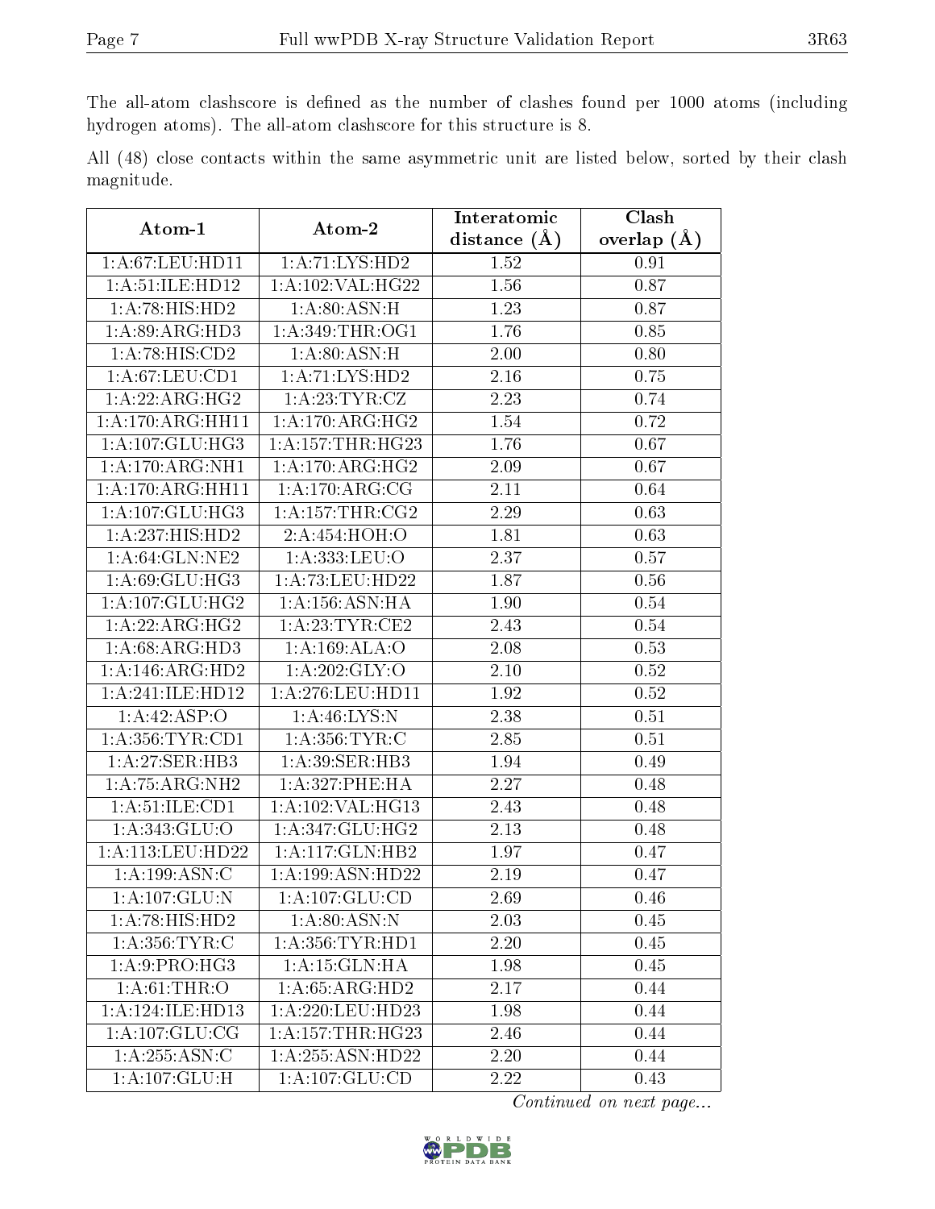The all-atom clashscore is defined as the number of clashes found per 1000 atoms (including hydrogen atoms). The all-atom clashscore for this structure is 8.

All (48) close contacts within the same asymmetric unit are listed below, sorted by their clash magnitude.

| Atom-1 | Atom-2 | Interatomic distance (Å) | Clash overlap (Å) |
|---|---|---|---|
| 1:A:67:LEU:HD11 | 1:A:71:LYS:HD2 | 1.52 | 0.91 |
| 1:A:51:ILE:HD12 | 1:A:102:VAL:HG22 | 1.56 | 0.87 |
| 1:A:78:HIS:HD2 | 1:A:80:ASN:H | 1.23 | 0.87 |
| 1:A:89:ARG:HD3 | 1:A:349:THR:OG1 | 1.76 | 0.85 |
| 1:A:78:HIS:CD2 | 1:A:80:ASN:H | 2.00 | 0.80 |
| 1:A:67:LEU:CD1 | 1:A:71:LYS:HD2 | 2.16 | 0.75 |
| 1:A:22:ARG:HG2 | 1:A:23:TYR:CZ | 2.23 | 0.74 |
| 1:A:170:ARG:HH11 | 1:A:170:ARG:HG2 | 1.54 | 0.72 |
| 1:A:107:GLU:HG3 | 1:A:157:THR:HG23 | 1.76 | 0.67 |
| 1:A:170:ARG:NH1 | 1:A:170:ARG:HG2 | 2.09 | 0.67 |
| 1:A:170:ARG:HH11 | 1:A:170:ARG:CG | 2.11 | 0.64 |
| 1:A:107:GLU:HG3 | 1:A:157:THR:CG2 | 2.29 | 0.63 |
| 1:A:237:HIS:HD2 | 2:A:454:HOH:O | 1.81 | 0.63 |
| 1:A:64:GLN:NE2 | 1:A:333:LEU:O | 2.37 | 0.57 |
| 1:A:69:GLU:HG3 | 1:A:73:LEU:HD22 | 1.87 | 0.56 |
| 1:A:107:GLU:HG2 | 1:A:156:ASN:HA | 1.90 | 0.54 |
| 1:A:22:ARG:HG2 | 1:A:23:TYR:CE2 | 2.43 | 0.54 |
| 1:A:68:ARG:HD3 | 1:A:169:ALA:O | 2.08 | 0.53 |
| 1:A:146:ARG:HD2 | 1:A:202:GLY:O | 2.10 | 0.52 |
| 1:A:241:ILE:HD12 | 1:A:276:LEU:HD11 | 1.92 | 0.52 |
| 1:A:42:ASP:O | 1:A:46:LYS:N | 2.38 | 0.51 |
| 1:A:356:TYR:CD1 | 1:A:356:TYR:C | 2.85 | 0.51 |
| 1:A:27:SER:HB3 | 1:A:39:SER:HB3 | 1.94 | 0.49 |
| 1:A:75:ARG:NH2 | 1:A:327:PHE:HA | 2.27 | 0.48 |
| 1:A:51:ILE:CD1 | 1:A:102:VAL:HG13 | 2.43 | 0.48 |
| 1:A:343:GLU:O | 1:A:347:GLU:HG2 | 2.13 | 0.48 |
| 1:A:113:LEU:HD22 | 1:A:117:GLN:HB2 | 1.97 | 0.47 |
| 1:A:199:ASN:C | 1:A:199:ASN:HD22 | 2.19 | 0.47 |
| 1:A:107:GLU:N | 1:A:107:GLU:CD | 2.69 | 0.46 |
| 1:A:78:HIS:HD2 | 1:A:80:ASN:N | 2.03 | 0.45 |
| 1:A:356:TYR:C | 1:A:356:TYR:HD1 | 2.20 | 0.45 |
| 1:A:9:PRO:HG3 | 1:A:15:GLN:HA | 1.98 | 0.45 |
| 1:A:61:THR:O | 1:A:65:ARG:HD2 | 2.17 | 0.44 |
| 1:A:124:ILE:HD13 | 1:A:220:LEU:HD23 | 1.98 | 0.44 |
| 1:A:107:GLU:CG | 1:A:157:THR:HG23 | 2.46 | 0.44 |
| 1:A:255:ASN:C | 1:A:255:ASN:HD22 | 2.20 | 0.44 |
| 1:A:107:GLU:H | 1:A:107:GLU:CD | 2.22 | 0.43 |

*Continued on next page...*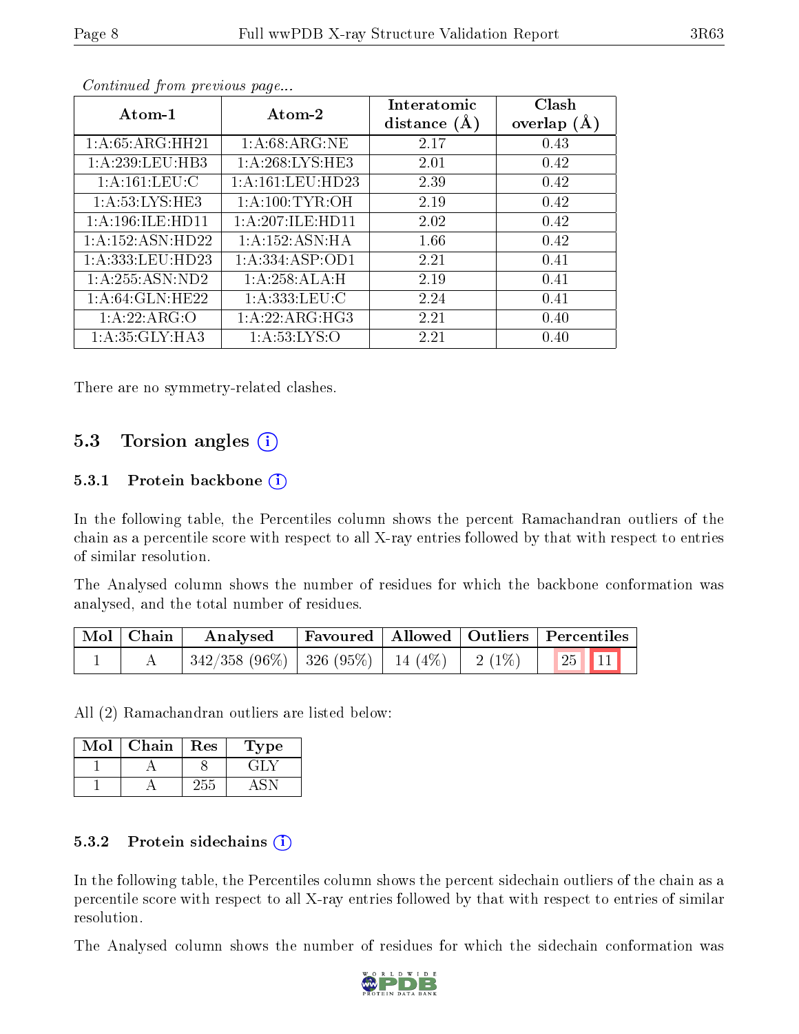*Continued from previous page...*

| Atom-1 | Atom-2 | Interatomic distance (Å) | Clash overlap (Å) |
|---|---|---|---|
| 1:A:65:ARG:HH21 | 1:A:68:ARG:NE | 2.17 | 0.43 |
| 1:A:239:LEU:HB3 | 1:A:268:LYS:HE3 | 2.01 | 0.42 |
| 1:A:161:LEU:C | 1:A:161:LEU:HD23 | 2.39 | 0.42 |
| 1:A:53:LYS:HE3 | 1:A:100:TYR:OH | 2.19 | 0.42 |
| 1:A:196:ILE:HD11 | 1:A:207:ILE:HD11 | 2.02 | 0.42 |
| 1:A:152:ASN:HD22 | 1:A:152:ASN:HA | 1.66 | 0.42 |
| 1:A:333:LEU:HD23 | 1:A:334:ASP:OD1 | 2.21 | 0.41 |
| 1:A:255:ASN:ND2 | 1:A:258:ALA:H | 2.19 | 0.41 |
| 1:A:64:GLN:HE22 | 1:A:333:LEU:C | 2.24 | 0.41 |
| 1:A:22:ARG:O | 1:A:22:ARG:HG3 | 2.21 | 0.40 |
| 1:A:35:GLY:HA3 | 1:A:53:LYS:O | 2.21 | 0.40 |

There are no symmetry-related clashes.

## 5.3 Torsion angles (i)

### 5.3.1 Protein backbone (i)

In the following table, the Percentiles column shows the percent Ramachandran outliers of the chain as a percentile score with respect to all X-ray entries followed by that with respect to entries of similar resolution.

The Analysed column shows the number of residues for which the backbone conformation was analysed, and the total number of residues.

| Mol | Chain | Analysed | Favoured | Allowed | Outliers | Percentiles | |
|---|---|---|---|---|---|---|---|
| 1 | A | 342/358 (96%) | 326 (95%) | 14 (4%) | 2 (1%) | 25 | 11 |

All (2) Ramachandran outliers are listed below:

| Mol | Chain | Res | Type |
|---|---|---|---|
| 1 | A | 8 | GLY |
| 1 | A | 255 | ASN |

### 5.3.2 Protein sidechains (i)

In the following table, the Percentiles column shows the percent sidechain outliers of the chain as a percentile score with respect to all X-ray entries followed by that with respect to entries of similar resolution.

The Analysed column shows the number of residues for which the sidechain conformation was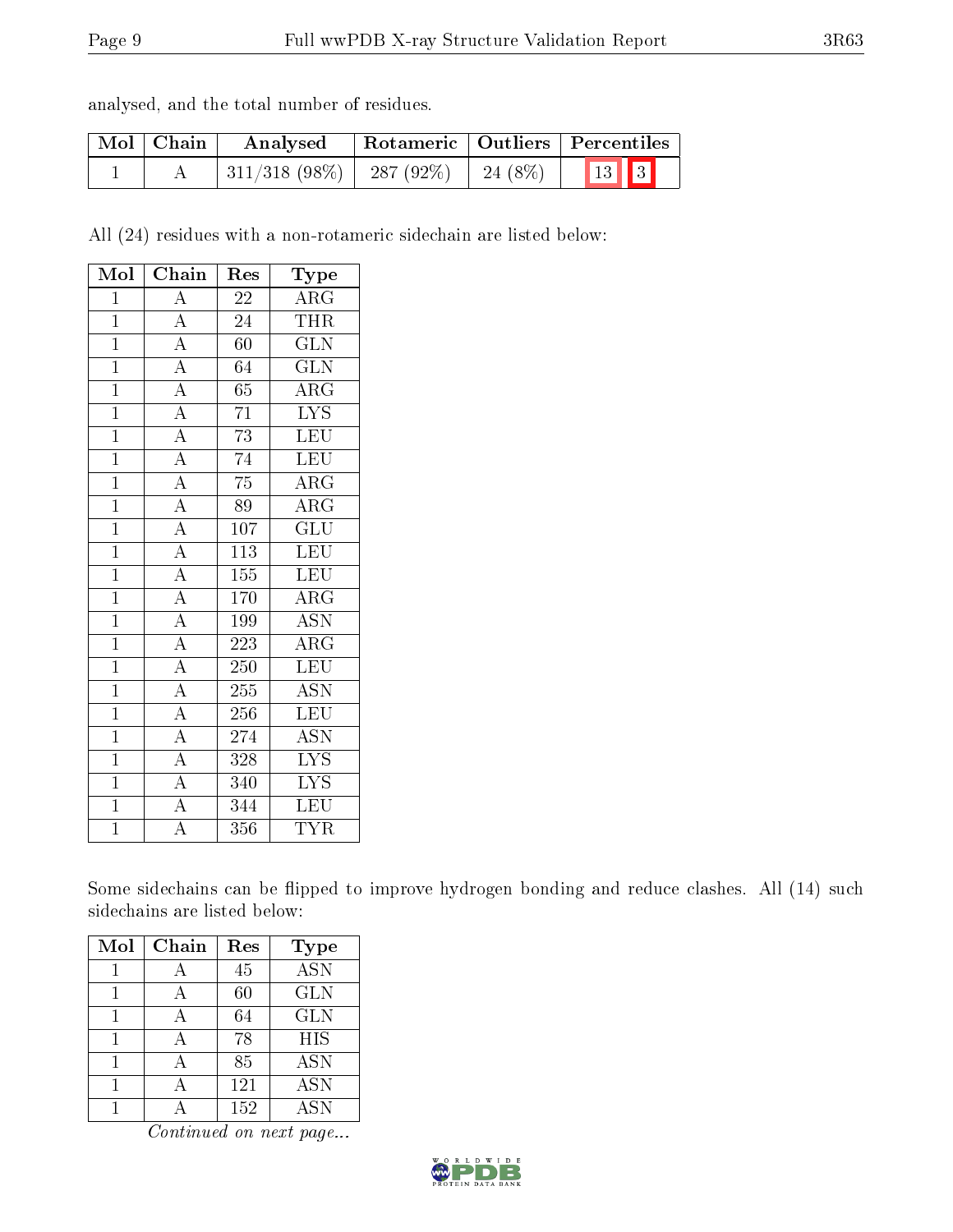analysed, and the total number of residues.

| Mol | Chain | Analysed | Rotameric | Outliers | Percentiles |
|---|---|---|---|---|---|
| 1 | A | 311/318 (98%) | 287 (92%) | 24 (8%) | 13 3 |

All (24) residues with a non-rotameric sidechain are listed below:

| Mol | Chain | Res | Type |
|---|---|---|---|
| 1 | A | 22 | ARG |
| 1 | A | 24 | THR |
| 1 | A | 60 | GLN |
| 1 | A | 64 | GLN |
| 1 | A | 65 | ARG |
| 1 | A | 71 | LYS |
| 1 | A | 73 | LEU |
| 1 | A | 74 | LEU |
| 1 | A | 75 | ARG |
| 1 | A | 89 | ARG |
| 1 | A | 107 | GLU |
| 1 | A | 113 | LEU |
| 1 | A | 155 | LEU |
| 1 | A | 170 | ARG |
| 1 | A | 199 | ASN |
| 1 | A | 223 | ARG |
| 1 | A | 250 | LEU |
| 1 | A | 255 | ASN |
| 1 | A | 256 | LEU |
| 1 | A | 274 | ASN |
| 1 | A | 328 | LYS |
| 1 | A | 340 | LYS |
| 1 | A | 344 | LEU |
| 1 | A | 356 | TYR |

Some sidechains can be flipped to improve hydrogen bonding and reduce clashes. All (14) such sidechains are listed below:

| Mol | Chain | Res | Type |
|---|---|---|---|
| 1 | A | 45 | ASN |
| 1 | A | 60 | GLN |
| 1 | A | 64 | GLN |
| 1 | A | 78 | HIS |
| 1 | A | 85 | ASN |
| 1 | A | 121 | ASN |
| 1 | A | 152 | ASN |

*Continued on next page...*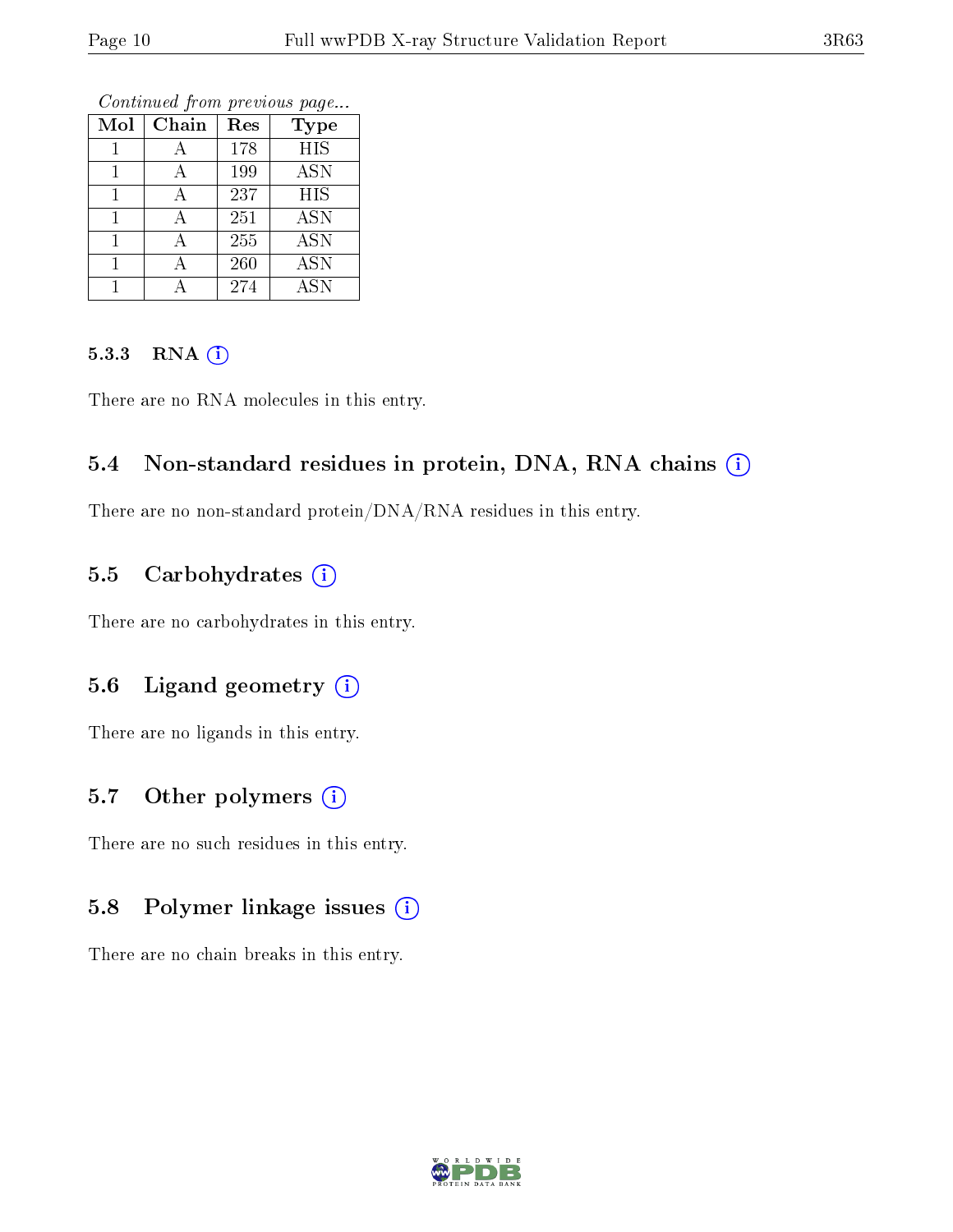*Continued from previous page...*

| Mol | Chain | Res | Type |
|---|---|---|---|
| 1 | A | 178 | HIS |
| 1 | A | 199 | ASN |
| 1 | A | 237 | HIS |
| 1 | A | 251 | ASN |
| 1 | A | 255 | ASN |
| 1 | A | 260 | ASN |
| 1 | A | 274 | ASN |

#### 5.3.3 RNA (i)

There are no RNA molecules in this entry.

### 5.4 Non-standard residues in protein, DNA, RNA chains (i)

There are no non-standard protein/DNA/RNA residues in this entry.

### 5.5 Carbohydrates (i)

There are no carbohydrates in this entry.

### 5.6 Ligand geometry (i)

There are no ligands in this entry.

### 5.7 Other polymers (i)

There are no such residues in this entry.

### 5.8 Polymer linkage issues (i)

There are no chain breaks in this entry.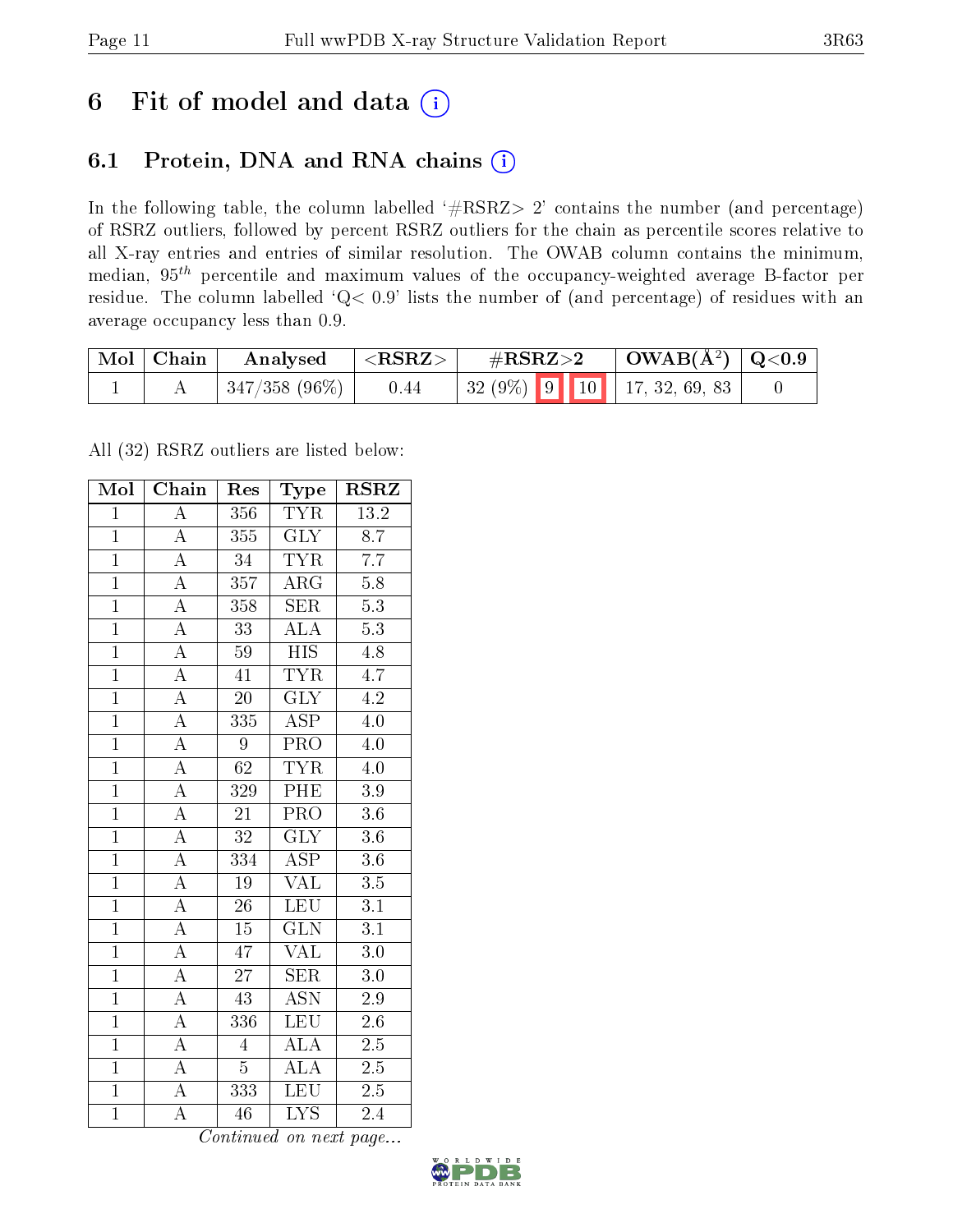# 6 Fit of model and data

## 6.1 Protein, DNA and RNA chains

In the following table, the column labelled '#RSRZ> 2' contains the number (and percentage) of RSRZ outliers, followed by percent RSRZ outliers for the chain as percentile scores relative to all X-ray entries and entries of similar resolution. The OWAB column contains the minimum, median, $95^{th}$ percentile and maximum values of the occupancy-weighted average B-factor per residue. The column labelled 'Q< 0.9' lists the number of (and percentage) of residues with an average occupancy less than 0.9.

| Mol | Chain | Analysed | <RSRZ> | #RSRZ>2 | | | OWAB(Å$^2$) | Q<0.9 |
|---|---|---|---|---|---|---|---|---|
| 1 | A | 347/358 (96%) | 0.44 | 32 (9%) | 9 | 10 | 17, 32, 69, 83 | 0 |

All (32) RSRZ outliers are listed below:

| Mol | Chain | Res | Type | RSRZ |
|---|---|---|---|---|
| 1 | A | 356 | TYR | 13.2 |
| 1 | A | 355 | GLY | 8.7 |
| 1 | A | 34 | TYR | 7.7 |
| 1 | A | 357 | ARG | 5.8 |
| 1 | A | 358 | SER | 5.3 |
| 1 | A | 33 | ALA | 5.3 |
| 1 | A | 59 | HIS | 4.8 |
| 1 | A | 41 | TYR | 4.7 |
| 1 | A | 20 | GLY | 4.2 |
| 1 | A | 335 | ASP | 4.0 |
| 1 | A | 9 | PRO | 4.0 |
| 1 | A | 62 | TYR | 4.0 |
| 1 | A | 329 | PHE | 3.9 |
| 1 | A | 21 | PRO | 3.6 |
| 1 | A | 32 | GLY | 3.6 |
| 1 | A | 334 | ASP | 3.6 |
| 1 | A | 19 | VAL | 3.5 |
| 1 | A | 26 | LEU | 3.1 |
| 1 | A | 15 | GLN | 3.1 |
| 1 | A | 47 | VAL | 3.0 |
| 1 | A | 27 | SER | 3.0 |
| 1 | A | 43 | ASN | 2.9 |
| 1 | A | 336 | LEU | 2.6 |
| 1 | A | 4 | ALA | 2.5 |
| 1 | A | 5 | ALA | 2.5 |
| 1 | A | 333 | LEU | 2.5 |
| 1 | A | 46 | LYS | 2.4 |

*Continued on next page...*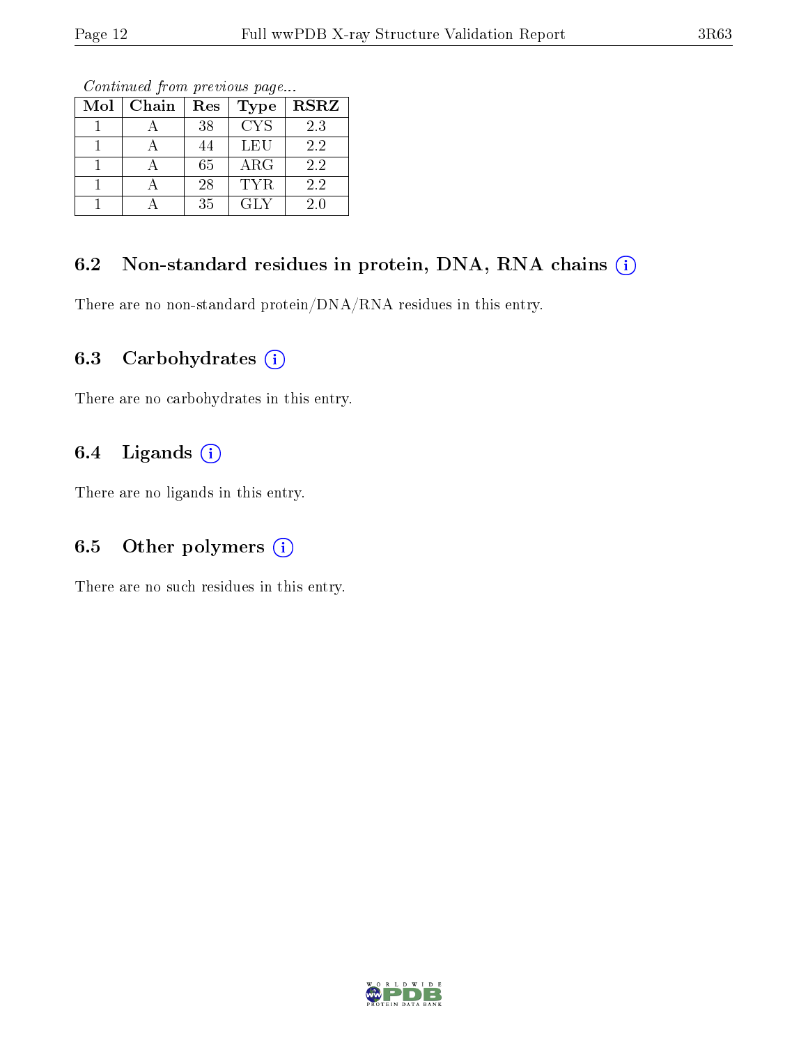*Continued from previous page...*

| Mol | Chain | Res | Type | RSRZ |
|---|---|---|---|---|
| 1 | A | 38 | CYS | 2.3 |
| 1 | A | 44 | LEU | 2.2 |
| 1 | A | 65 | ARG | 2.2 |
| 1 | A | 28 | TYR | 2.2 |
| 1 | A | 35 | GLY | 2.0 |

### 6.2 Non-standard residues in protein, DNA, RNA chains (i)

There are no non-standard protein/DNA/RNA residues in this entry.

### 6.3 Carbohydrates (i)

There are no carbohydrates in this entry.

### 6.4 Ligands (i)

There are no ligands in this entry.

### 6.5 Other polymers (i)

There are no such residues in this entry.